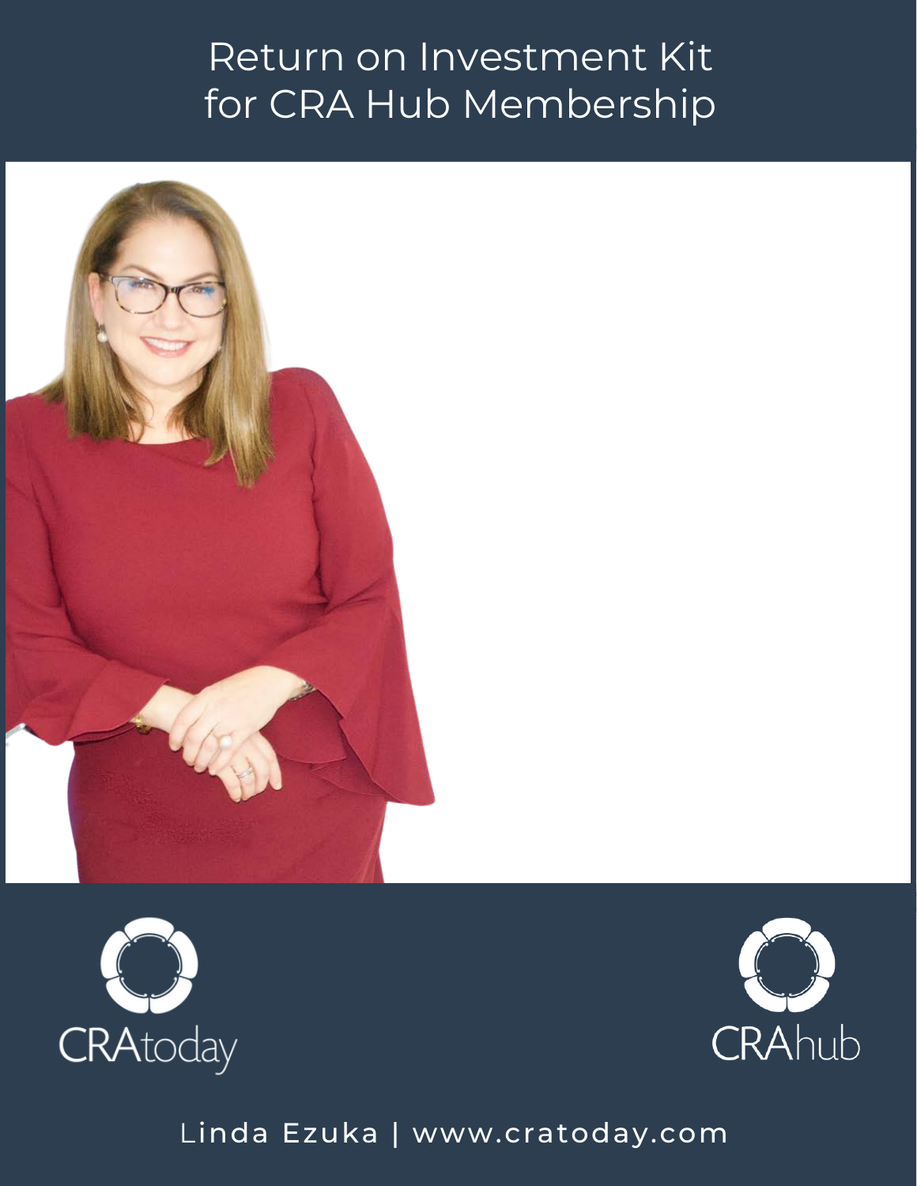# Return on Investment Kit for CRA Hub Membership

CRAtoday

CRAhub

Linda Ezuka | www.cratoday.com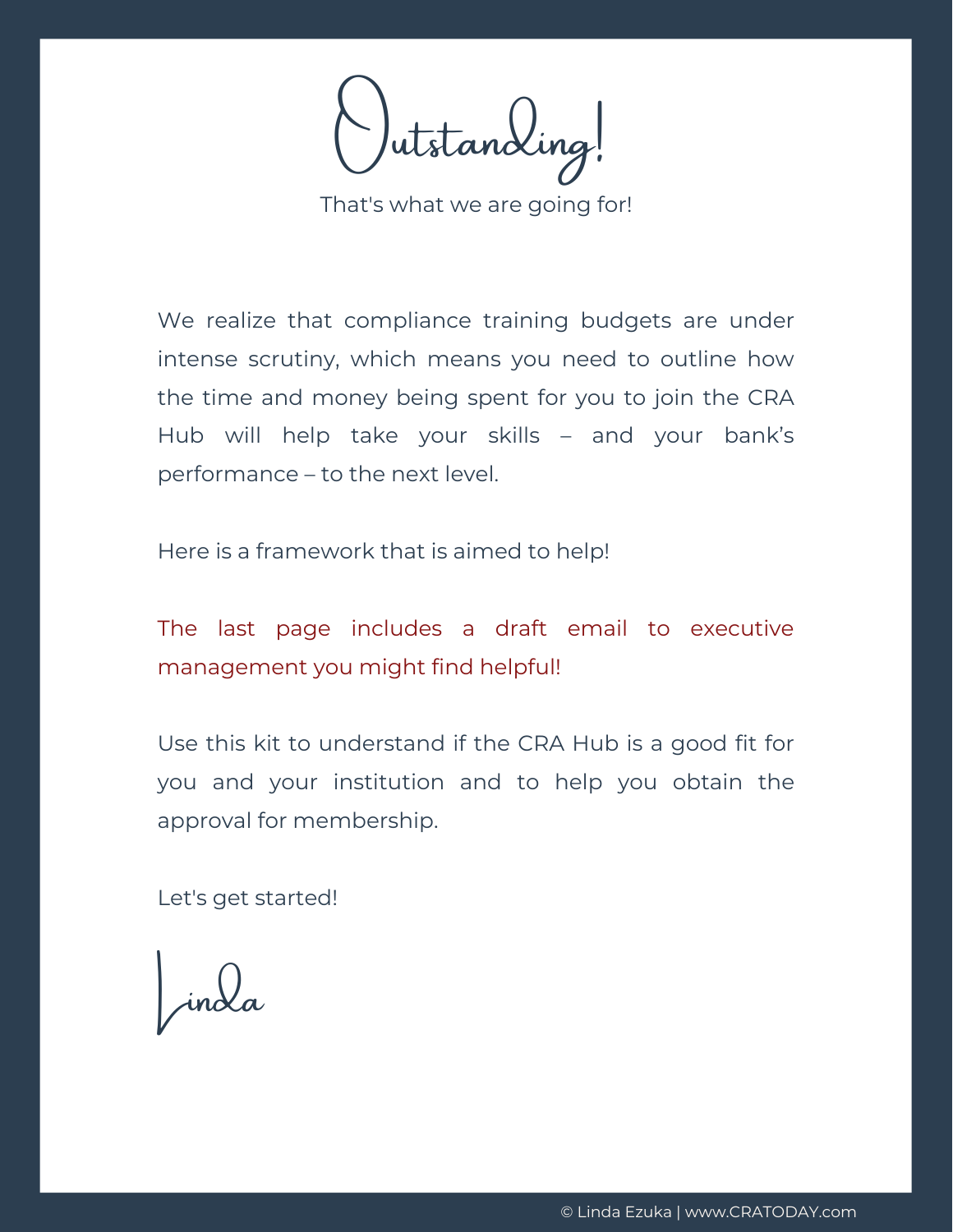# Outstanding!

That's what we are going for!

We realize that compliance training budgets are under intense scrutiny, which means you need to outline how the time and money being spent for you to join the CRA Hub will help take your skills – and your bank's performance – to the next level.

Here is a framework that is aimed to help!

The last page includes a draft email to executive management you might find helpful!

Use this kit to understand if the CRA Hub is a good fit for you and your institution and to help you obtain the approval for membership.

Let's get started!

Linda

© Linda Ezuka | www.CRATODAY.com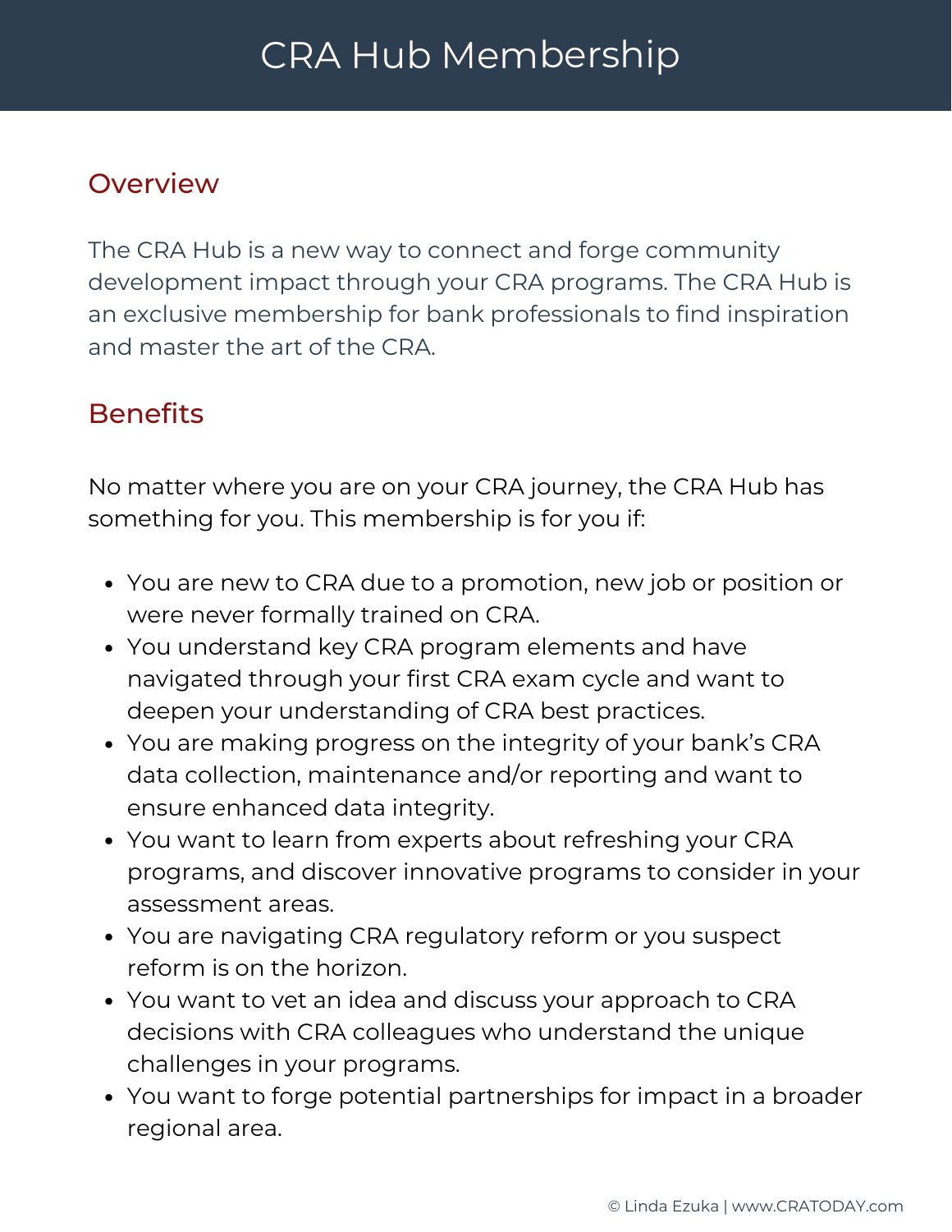# CRA Hub Membership

## Overview

The CRA Hub is a new way to connect and forge community development impact through your CRA programs. The CRA Hub is an exclusive membership for bank professionals to find inspiration and master the art of the CRA.

## Benefits

No matter where you are on your CRA journey, the CRA Hub has something for you. This membership is for you if:

- You are new to CRA due to a promotion, new job or position or were never formally trained on CRA.
- You understand key CRA program elements and have navigated through your first CRA exam cycle and want to deepen your understanding of CRA best practices.
- You are making progress on the integrity of your bank's CRA data collection, maintenance and/or reporting and want to ensure enhanced data integrity.
- You want to learn from experts about refreshing your CRA programs, and discover innovative programs to consider in your assessment areas.
- You are navigating CRA regulatory reform or you suspect reform is on the horizon.
- You want to vet an idea and discuss your approach to CRA decisions with CRA colleagues who understand the unique challenges in your programs.
- You want to forge potential partnerships for impact in a broader regional area.

© Linda Ezuka | www.CRATODAY.com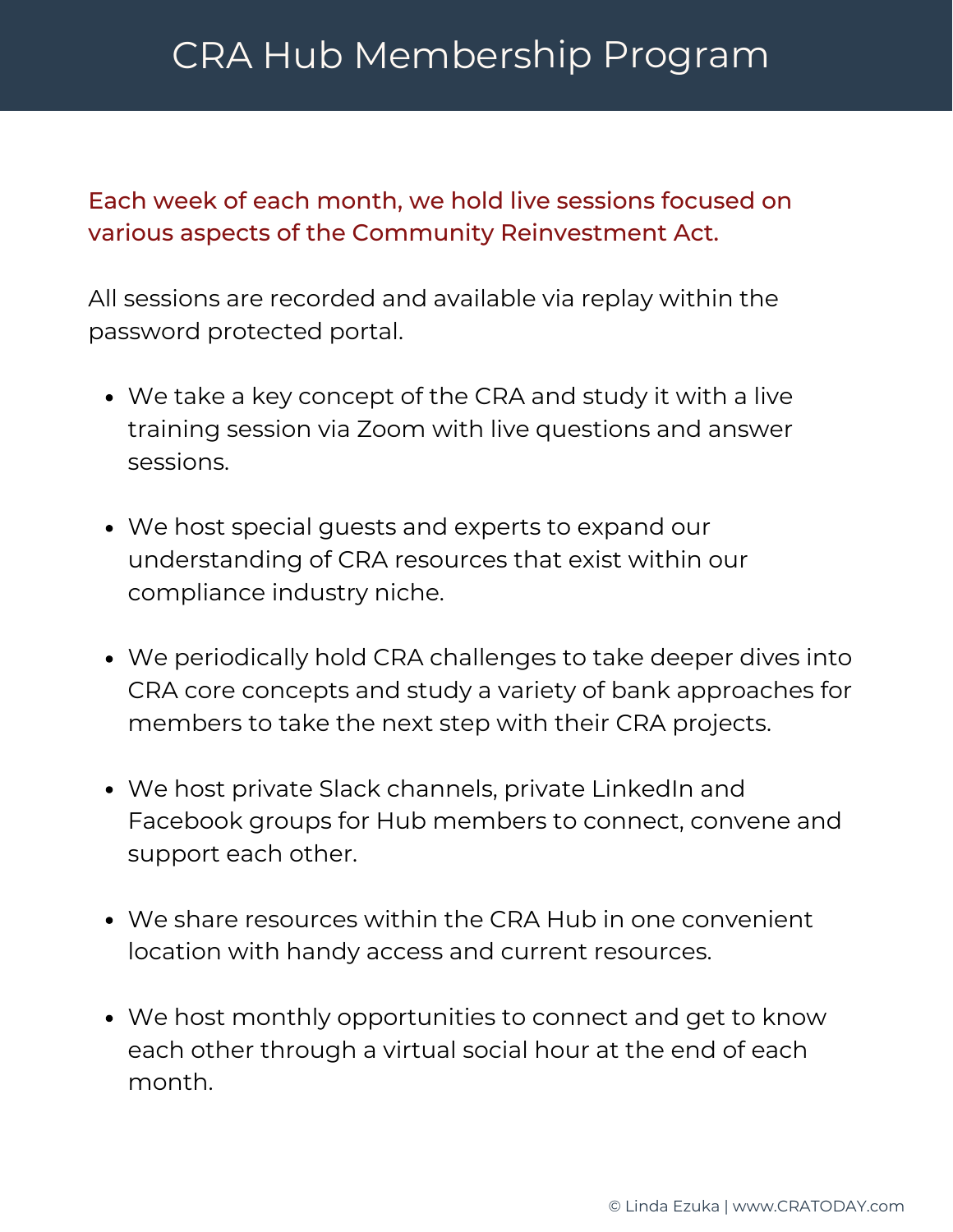# CRA Hub Membership Program

Each week of each month, we hold live sessions focused on various aspects of the Community Reinvestment Act.

All sessions are recorded and available via replay within the password protected portal.

- We take a key concept of the CRA and study it with a live training session via Zoom with live questions and answer sessions.
- We host special guests and experts to expand our understanding of CRA resources that exist within our compliance industry niche.
- We periodically hold CRA challenges to take deeper dives into CRA core concepts and study a variety of bank approaches for members to take the next step with their CRA projects.
- We host private Slack channels, private LinkedIn and Facebook groups for Hub members to connect, convene and support each other.
- We share resources within the CRA Hub in one convenient location with handy access and current resources.
- We host monthly opportunities to connect and get to know each other through a virtual social hour at the end of each month.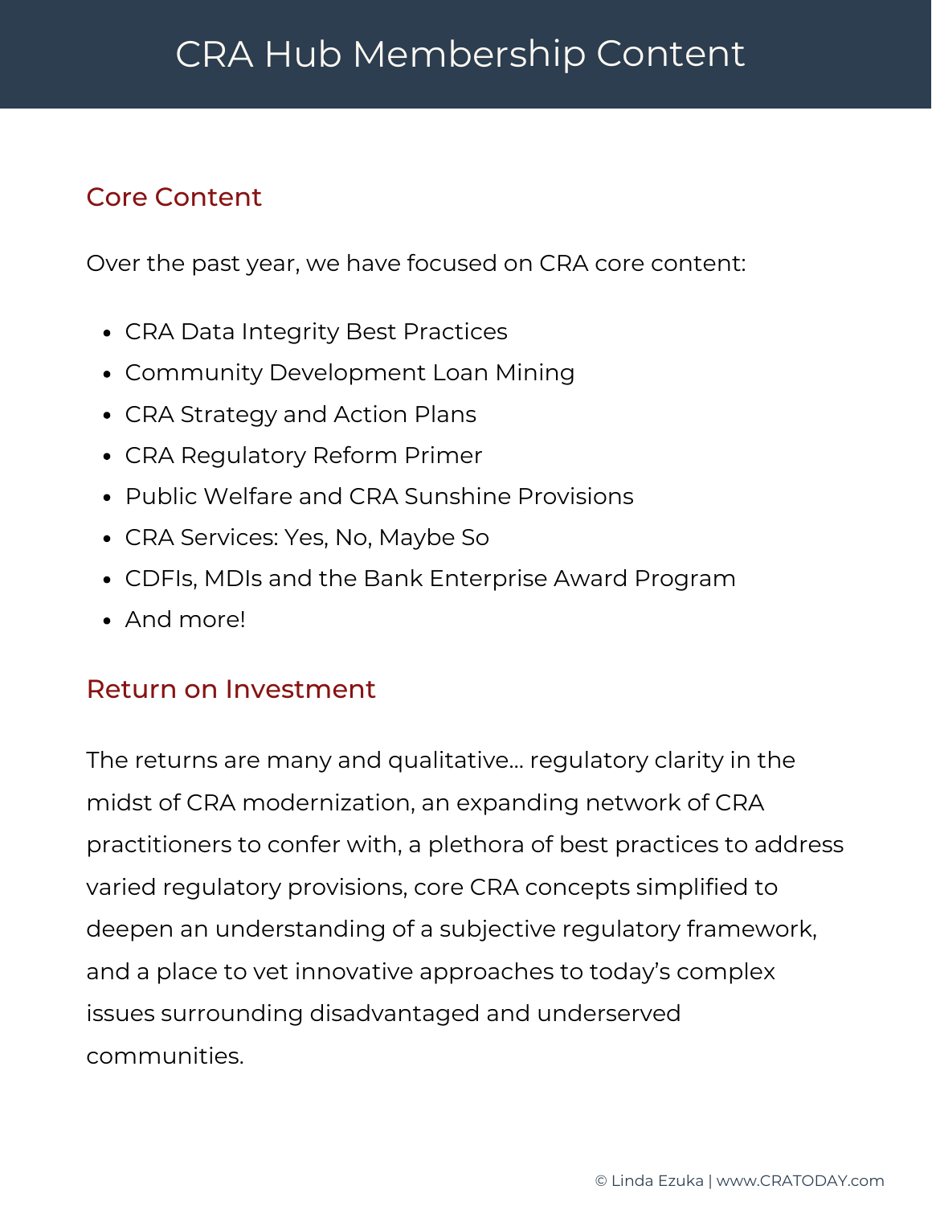# CRA Hub Membership Content

## Core Content

Over the past year, we have focused on CRA core content:

- CRA Data Integrity Best Practices
- Community Development Loan Mining
- CRA Strategy and Action Plans
- CRA Regulatory Reform Primer
- Public Welfare and CRA Sunshine Provisions
- CRA Services: Yes, No, Maybe So
- CDFIs, MDIs and the Bank Enterprise Award Program
- And more!

## Return on Investment

The returns are many and qualitative… regulatory clarity in the midst of CRA modernization, an expanding network of CRA practitioners to confer with, a plethora of best practices to address varied regulatory provisions, core CRA concepts simplified to deepen an understanding of a subjective regulatory framework, and a place to vet innovative approaches to today's complex issues surrounding disadvantaged and underserved communities.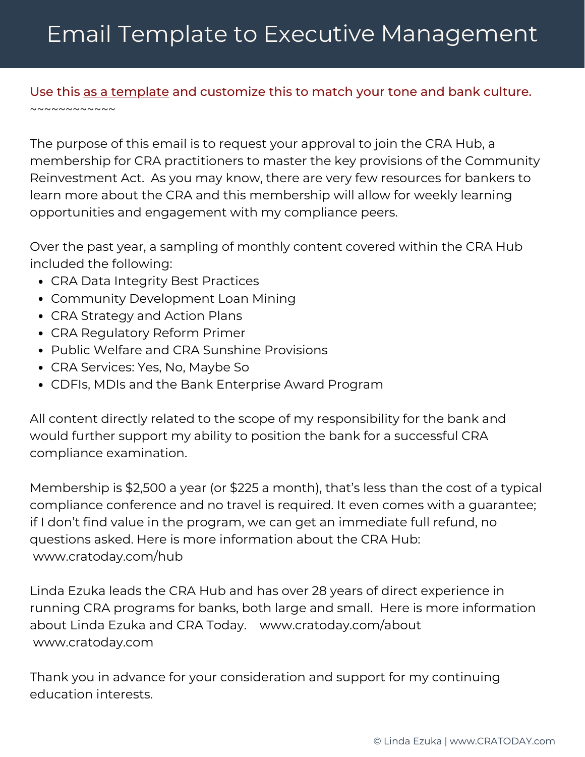# Email Template to Executive Management

Use this as a template and customize this to match your tone and bank culture.
~~~~~~~~~~~~~

The purpose of this email is to request your approval to join the CRA Hub, a membership for CRA practitioners to master the key provisions of the Community Reinvestment Act.  As you may know, there are very few resources for bankers to learn more about the CRA and this membership will allow for weekly learning opportunities and engagement with my compliance peers.

Over the past year, a sampling of monthly content covered within the CRA Hub included the following:

- CRA Data Integrity Best Practices
- Community Development Loan Mining
- CRA Strategy and Action Plans
- CRA Regulatory Reform Primer
- Public Welfare and CRA Sunshine Provisions
- CRA Services: Yes, No, Maybe So
- CDFIs, MDIs and the Bank Enterprise Award Program

All content directly related to the scope of my responsibility for the bank and would further support my ability to position the bank for a successful CRA compliance examination.

Membership is $2,500 a year (or $225 a month), that's less than the cost of a typical compliance conference and no travel is required. It even comes with a guarantee; if I don't find value in the program, we can get an immediate full refund, no questions asked. Here is more information about the CRA Hub: www.cratoday.com/hub

Linda Ezuka leads the CRA Hub and has over 28 years of direct experience in running CRA programs for banks, both large and small.  Here is more information about Linda Ezuka and CRA Today.    www.cratoday.com/about
www.cratoday.com

Thank you in advance for your consideration and support for my continuing education interests.

© Linda Ezuka | www.CRATODAY.com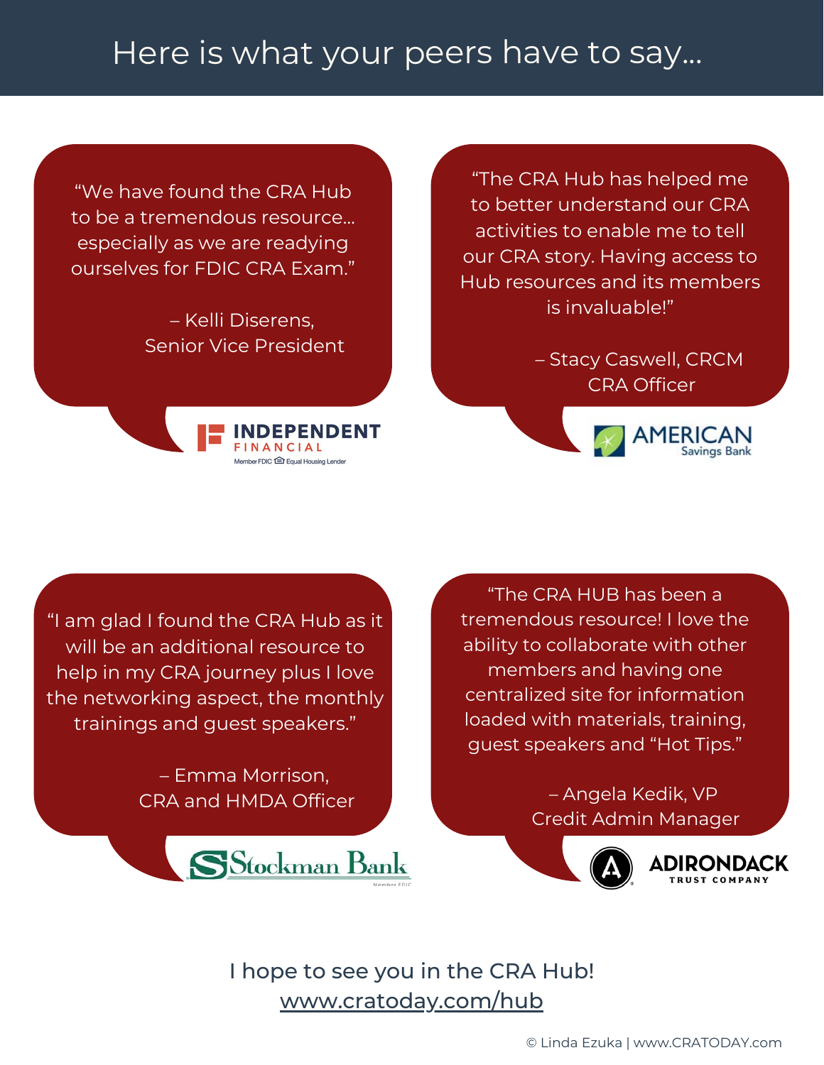# Here is what your peers have to say…

"We have found the CRA Hub to be a tremendous resource… especially as we are readying ourselves for FDIC CRA Exam."

– Kelli Diserens,
Senior Vice President

INDEPENDENT FINANCIAL
Member FDIC Equal Housing Lender

"The CRA Hub has helped me to better understand our CRA activities to enable me to tell our CRA story. Having access to Hub resources and its members is invaluable!"

– Stacy Caswell, CRCM
CRA Officer

AMERICAN Savings Bank

"I am glad I found the CRA Hub as it will be an additional resource to help in my CRA journey plus I love the networking aspect, the monthly trainings and guest speakers."

– Emma Morrison,
CRA and HMDA Officer

Stockman Bank
Member FDIC

"The CRA HUB has been a tremendous resource! I love the ability to collaborate with other members and having one centralized site for information loaded with materials, training, guest speakers and "Hot Tips."

– Angela Kedik, VP
Credit Admin Manager

ADIRONDACK TRUST COMPANY

I hope to see you in the CRA Hub!
www.cratoday.com/hub

© Linda Ezuka | www.CRATODAY.com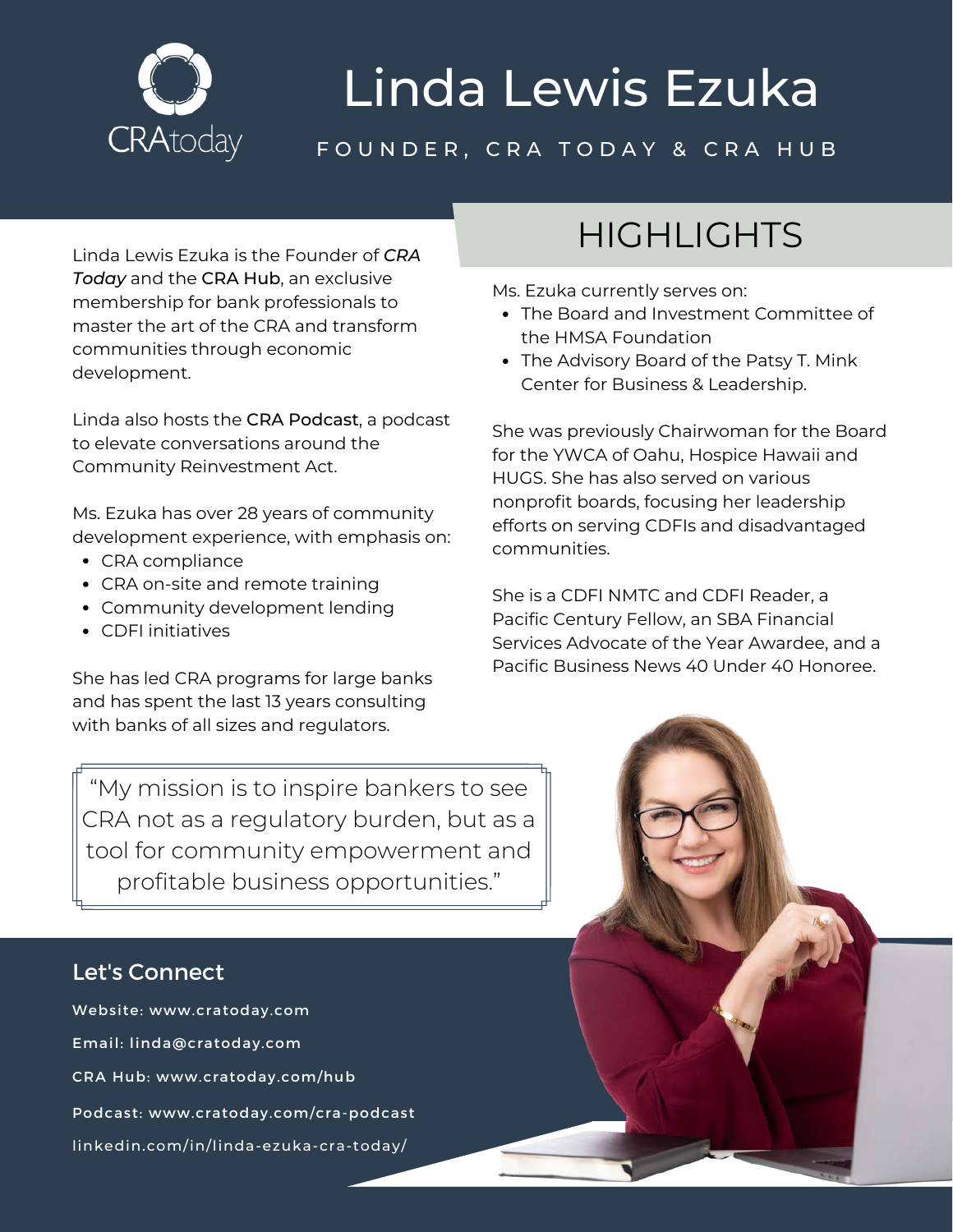CRAtoday

# Linda Lewis Ezuka

FOUNDER, CRA TODAY & CRA HUB

Linda Lewis Ezuka is the Founder of ***CRA Today*** and the CRA Hub, an exclusive membership for bank professionals to master the art of the CRA and transform communities through economic development.

Linda also hosts the CRA Podcast, a podcast to elevate conversations around the Community Reinvestment Act.

Ms. Ezuka has over 28 years of community development experience, with emphasis on:

- CRA compliance
- CRA on-site and remote training
- Community development lending
- CDFI initiatives

She has led CRA programs for large banks and has spent the last 13 years consulting with banks of all sizes and regulators.

> "My mission is to inspire bankers to see CRA not as a regulatory burden, but as a tool for community empowerment and profitable business opportunities."

## HIGHLIGHTS

Ms. Ezuka currently serves on:

- The Board and Investment Committee of the HMSA Foundation
- The Advisory Board of the Patsy T. Mink Center for Business & Leadership.

She was previously Chairwoman for the Board for the YWCA of Oahu, Hospice Hawaii and HUGS. She has also served on various nonprofit boards, focusing her leadership efforts on serving CDFIs and disadvantaged communities.

She is a CDFI NMTC and CDFI Reader, a Pacific Century Fellow, an SBA Financial Services Advocate of the Year Awardee, and a Pacific Business News 40 Under 40 Honoree.

## Let's Connect

Website: www.cratoday.com

Email: linda@cratoday.com

CRA Hub: www.cratoday.com/hub

Podcast: www.cratoday.com/cra-podcast

linkedin.com/in/linda-ezuka-cra-today/